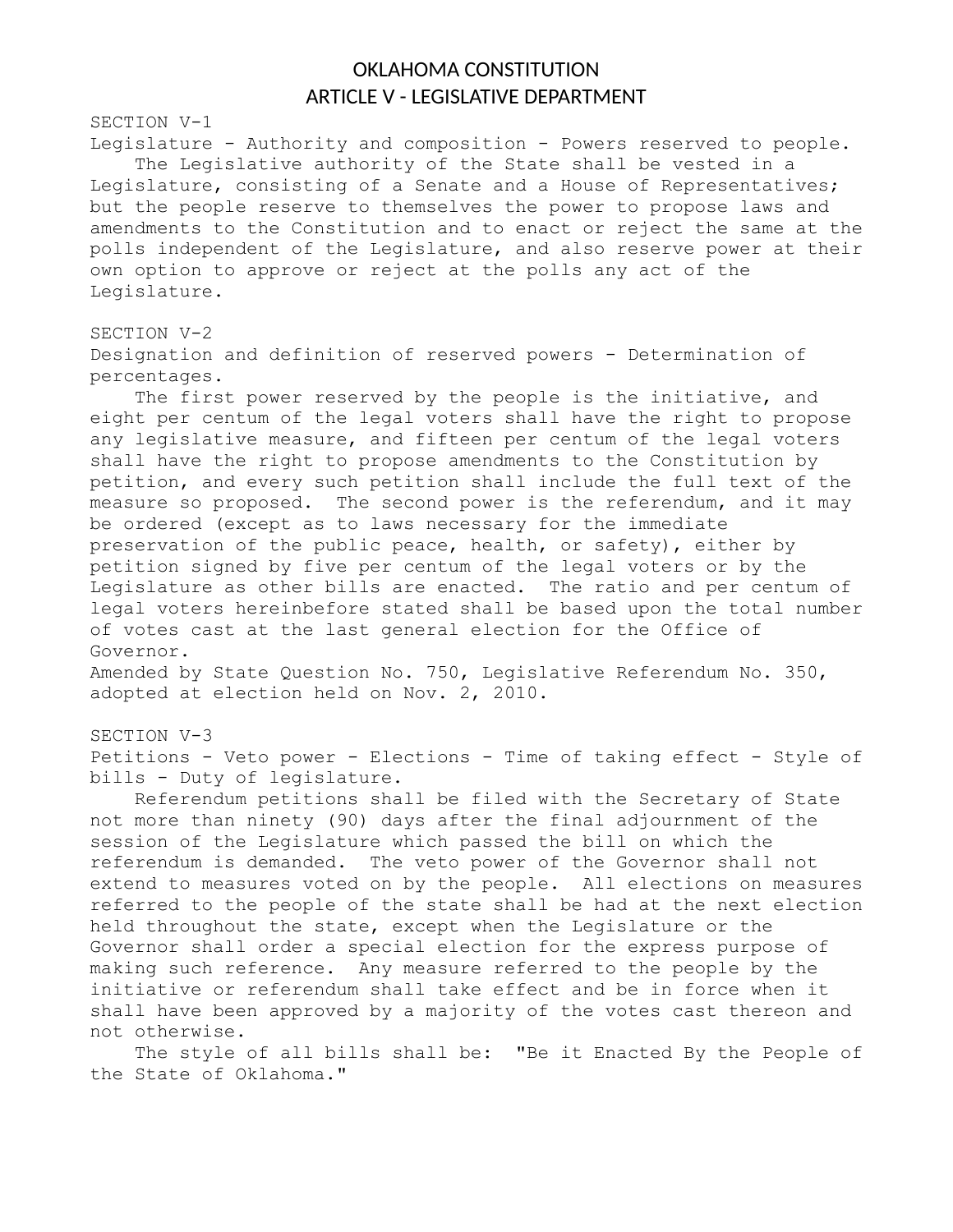# OKLAHOMA CONSTITUTION
## ARTICLE V - LEGISLATIVE DEPARTMENT

SECTION V-1

Legislature - Authority and composition - Powers reserved to people.

The Legislative authority of the State shall be vested in a Legislature, consisting of a Senate and a House of Representatives; but the people reserve to themselves the power to propose laws and amendments to the Constitution and to enact or reject the same at the polls independent of the Legislature, and also reserve power at their own option to approve or reject at the polls any act of the Legislature.

SECTION V-2

Designation and definition of reserved powers - Determination of percentages.

The first power reserved by the people is the initiative, and eight per centum of the legal voters shall have the right to propose any legislative measure, and fifteen per centum of the legal voters shall have the right to propose amendments to the Constitution by petition, and every such petition shall include the full text of the measure so proposed. The second power is the referendum, and it may be ordered (except as to laws necessary for the immediate preservation of the public peace, health, or safety), either by petition signed by five per centum of the legal voters or by the Legislature as other bills are enacted. The ratio and per centum of legal voters hereinbefore stated shall be based upon the total number of votes cast at the last general election for the Office of Governor.

Amended by State Question No. 750, Legislative Referendum No. 350, adopted at election held on Nov. 2, 2010.

SECTION V-3

Petitions - Veto power - Elections - Time of taking effect - Style of bills - Duty of legislature.

Referendum petitions shall be filed with the Secretary of State not more than ninety (90) days after the final adjournment of the session of the Legislature which passed the bill on which the referendum is demanded. The veto power of the Governor shall not extend to measures voted on by the people. All elections on measures referred to the people of the state shall be had at the next election held throughout the state, except when the Legislature or the Governor shall order a special election for the express purpose of making such reference. Any measure referred to the people by the initiative or referendum shall take effect and be in force when it shall have been approved by a majority of the votes cast thereon and not otherwise.

The style of all bills shall be: "Be it Enacted By the People of the State of Oklahoma."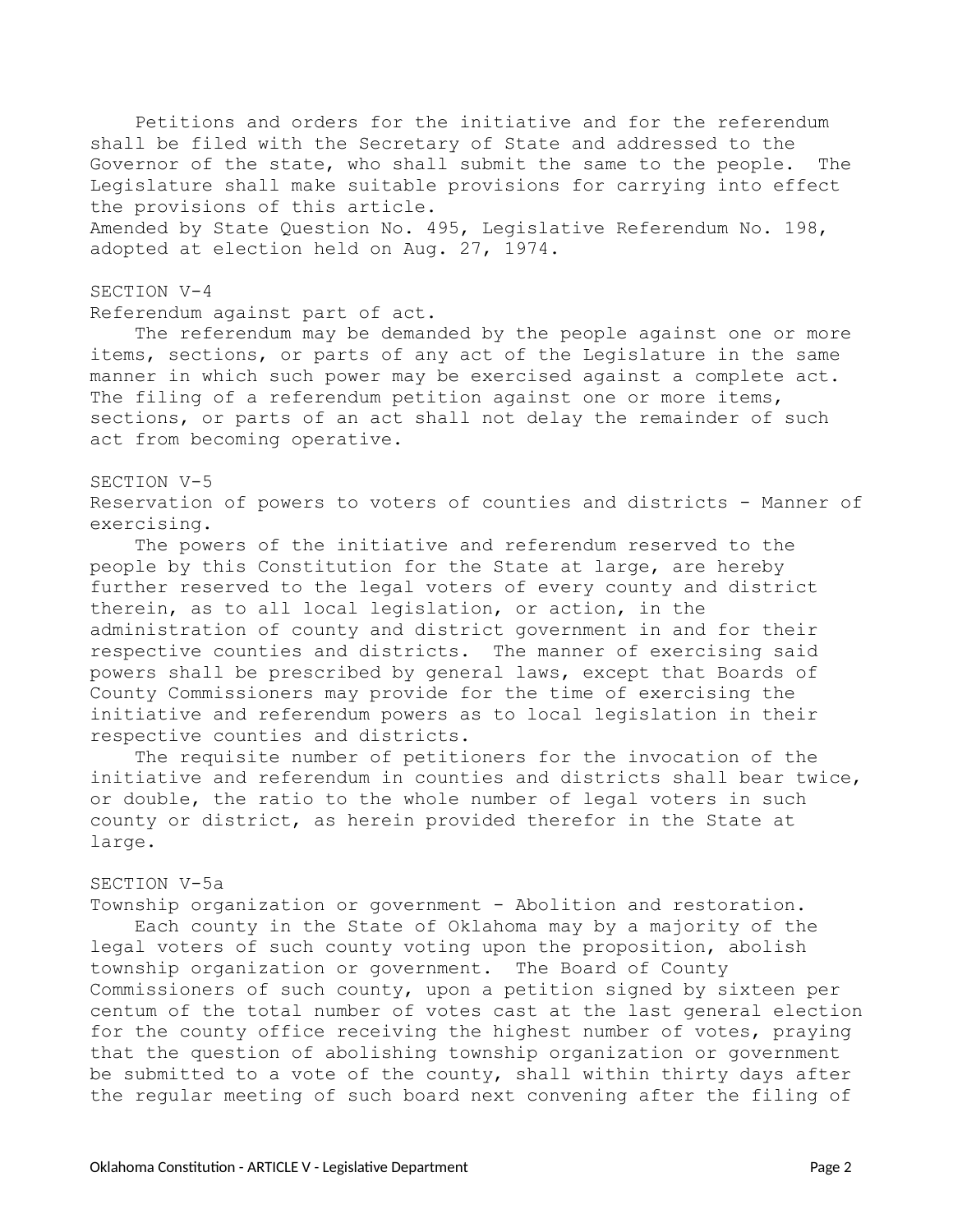Petitions and orders for the initiative and for the referendum shall be filed with the Secretary of State and addressed to the Governor of the state, who shall submit the same to the people. The Legislature shall make suitable provisions for carrying into effect the provisions of this article.

Amended by State Question No. 495, Legislative Referendum No. 198, adopted at election held on Aug. 27, 1974.

SECTION V-4

Referendum against part of act.

The referendum may be demanded by the people against one or more items, sections, or parts of any act of the Legislature in the same manner in which such power may be exercised against a complete act. The filing of a referendum petition against one or more items, sections, or parts of an act shall not delay the remainder of such act from becoming operative.

SECTION V-5

Reservation of powers to voters of counties and districts - Manner of exercising.

The powers of the initiative and referendum reserved to the people by this Constitution for the State at large, are hereby further reserved to the legal voters of every county and district therein, as to all local legislation, or action, in the administration of county and district government in and for their respective counties and districts. The manner of exercising said powers shall be prescribed by general laws, except that Boards of County Commissioners may provide for the time of exercising the initiative and referendum powers as to local legislation in their respective counties and districts.

The requisite number of petitioners for the invocation of the initiative and referendum in counties and districts shall bear twice, or double, the ratio to the whole number of legal voters in such county or district, as herein provided therefor in the State at large.

SECTION V-5a

Township organization or government - Abolition and restoration.

Each county in the State of Oklahoma may by a majority of the legal voters of such county voting upon the proposition, abolish township organization or government. The Board of County Commissioners of such county, upon a petition signed by sixteen per centum of the total number of votes cast at the last general election for the county office receiving the highest number of votes, praying that the question of abolishing township organization or government be submitted to a vote of the county, shall within thirty days after the regular meeting of such board next convening after the filing of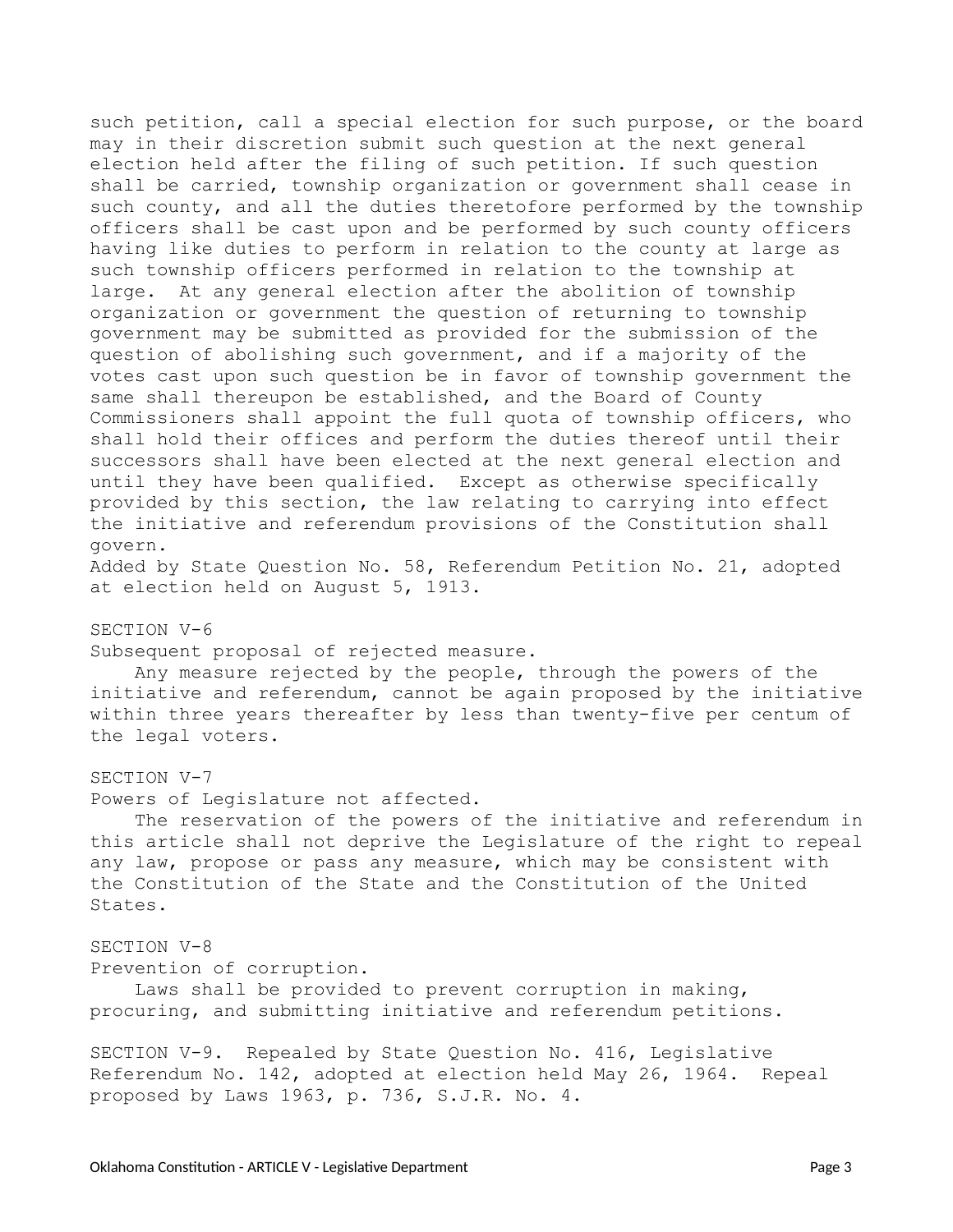such petition, call a special election for such purpose, or the board may in their discretion submit such question at the next general election held after the filing of such petition. If such question shall be carried, township organization or government shall cease in such county, and all the duties theretofore performed by the township officers shall be cast upon and be performed by such county officers having like duties to perform in relation to the county at large as such township officers performed in relation to the township at large. At any general election after the abolition of township organization or government the question of returning to township government may be submitted as provided for the submission of the question of abolishing such government, and if a majority of the votes cast upon such question be in favor of township government the same shall thereupon be established, and the Board of County Commissioners shall appoint the full quota of township officers, who shall hold their offices and perform the duties thereof until their successors shall have been elected at the next general election and until they have been qualified. Except as otherwise specifically provided by this section, the law relating to carrying into effect the initiative and referendum provisions of the Constitution shall govern.

Added by State Question No. 58, Referendum Petition No. 21, adopted at election held on August 5, 1913.

SECTION V-6

Subsequent proposal of rejected measure.

Any measure rejected by the people, through the powers of the initiative and referendum, cannot be again proposed by the initiative within three years thereafter by less than twenty-five per centum of the legal voters.

SECTION V-7

Powers of Legislature not affected.

The reservation of the powers of the initiative and referendum in this article shall not deprive the Legislature of the right to repeal any law, propose or pass any measure, which may be consistent with the Constitution of the State and the Constitution of the United States.

SECTION V-8

Prevention of corruption.

Laws shall be provided to prevent corruption in making, procuring, and submitting initiative and referendum petitions.

SECTION V-9. Repealed by State Question No. 416, Legislative Referendum No. 142, adopted at election held May 26, 1964. Repeal proposed by Laws 1963, p. 736, S.J.R. No. 4.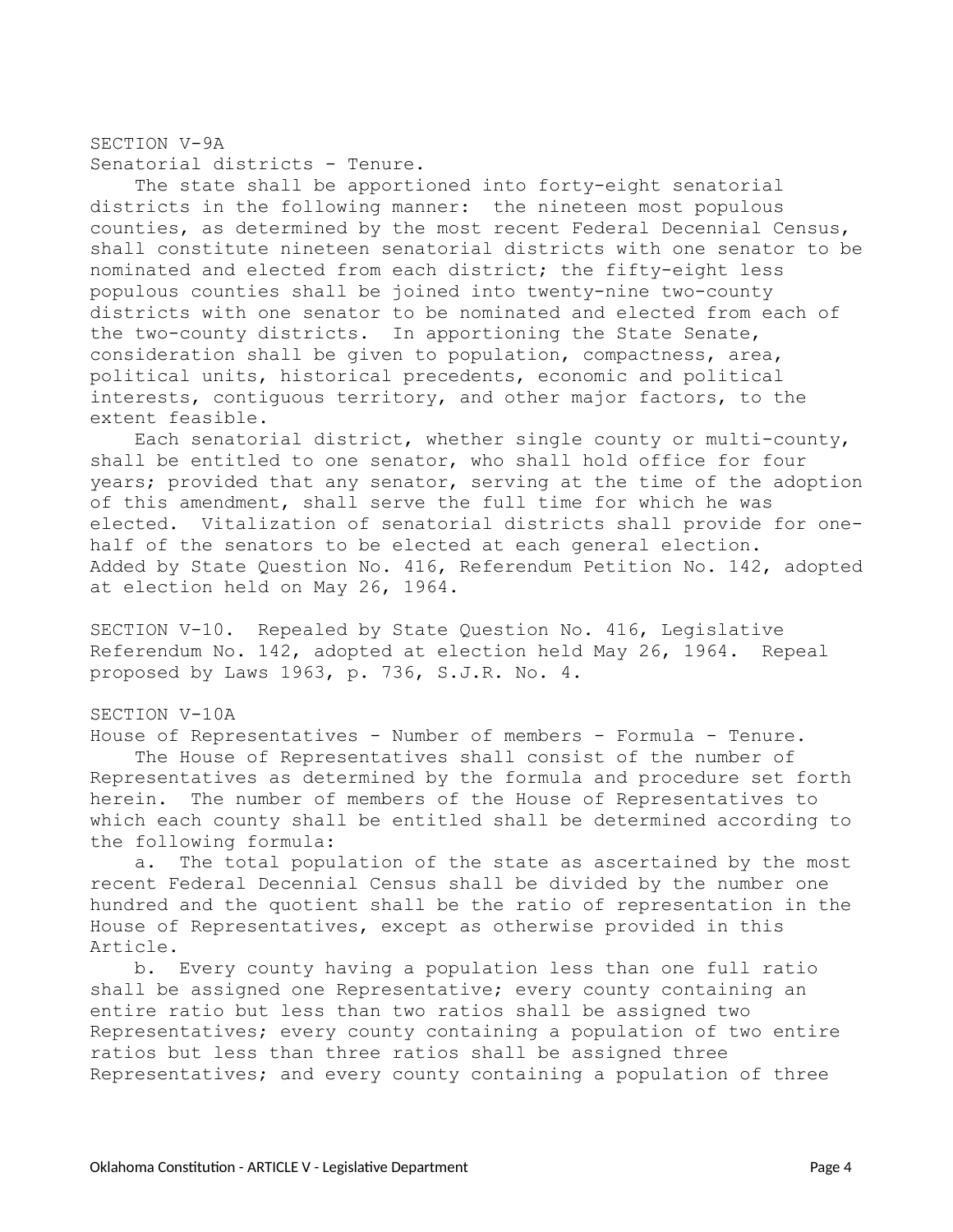SECTION V-9A
Senatorial districts - Tenure.

The state shall be apportioned into forty-eight senatorial districts in the following manner: the nineteen most populous counties, as determined by the most recent Federal Decennial Census, shall constitute nineteen senatorial districts with one senator to be nominated and elected from each district; the fifty-eight less populous counties shall be joined into twenty-nine two-county districts with one senator to be nominated and elected from each of the two-county districts. In apportioning the State Senate, consideration shall be given to population, compactness, area, political units, historical precedents, economic and political interests, contiguous territory, and other major factors, to the extent feasible.

Each senatorial district, whether single county or multi-county, shall be entitled to one senator, who shall hold office for four years; provided that any senator, serving at the time of the adoption of this amendment, shall serve the full time for which he was elected. Vitalization of senatorial districts shall provide for one-half of the senators to be elected at each general election.
Added by State Question No. 416, Referendum Petition No. 142, adopted at election held on May 26, 1964.

SECTION V-10. Repealed by State Question No. 416, Legislative Referendum No. 142, adopted at election held May 26, 1964. Repeal proposed by Laws 1963, p. 736, S.J.R. No. 4.

SECTION V-10A
House of Representatives - Number of members - Formula - Tenure.

The House of Representatives shall consist of the number of Representatives as determined by the formula and procedure set forth herein. The number of members of the House of Representatives to which each county shall be entitled shall be determined according to the following formula:

a. The total population of the state as ascertained by the most recent Federal Decennial Census shall be divided by the number one hundred and the quotient shall be the ratio of representation in the House of Representatives, except as otherwise provided in this Article.

b. Every county having a population less than one full ratio shall be assigned one Representative; every county containing an entire ratio but less than two ratios shall be assigned two Representatives; every county containing a population of two entire ratios but less than three ratios shall be assigned three Representatives; and every county containing a population of three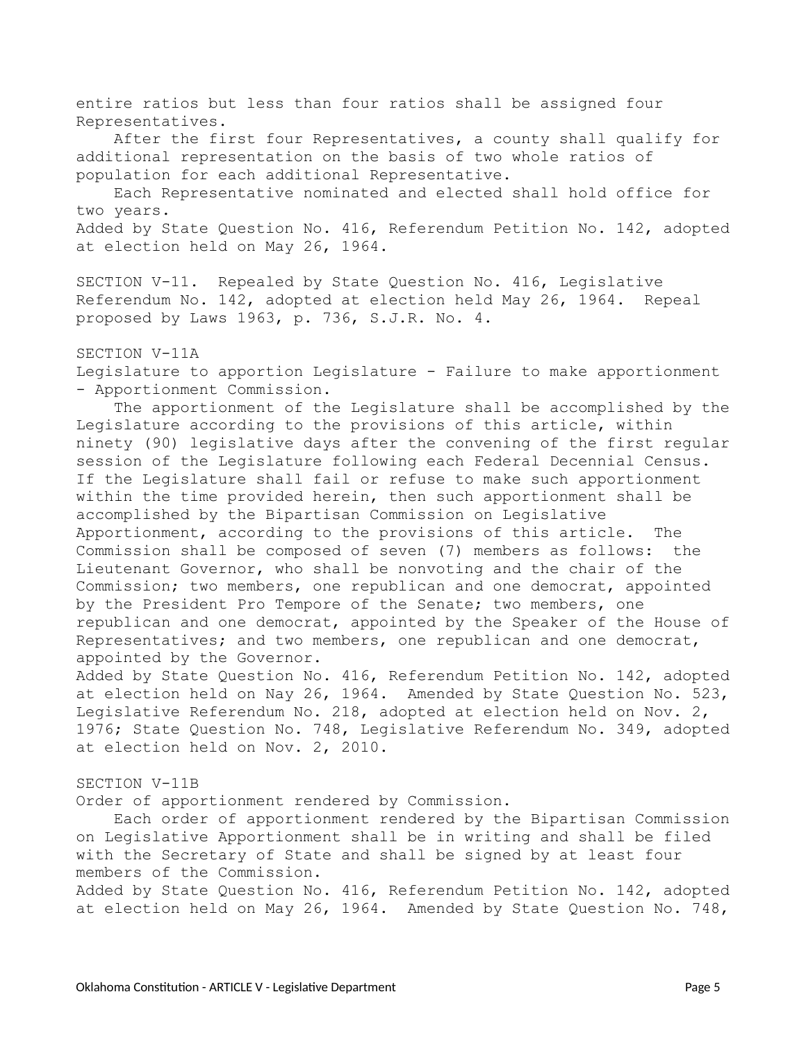entire ratios but less than four ratios shall be assigned four Representatives.

After the first four Representatives, a county shall qualify for additional representation on the basis of two whole ratios of population for each additional Representative.

Each Representative nominated and elected shall hold office for two years.

Added by State Question No. 416, Referendum Petition No. 142, adopted at election held on May 26, 1964.

SECTION V-11. Repealed by State Question No. 416, Legislative Referendum No. 142, adopted at election held May 26, 1964. Repeal proposed by Laws 1963, p. 736, S.J.R. No. 4.

SECTION V-11A

Legislature to apportion Legislature - Failure to make apportionment - Apportionment Commission.

The apportionment of the Legislature shall be accomplished by the Legislature according to the provisions of this article, within ninety (90) legislative days after the convening of the first regular session of the Legislature following each Federal Decennial Census. If the Legislature shall fail or refuse to make such apportionment within the time provided herein, then such apportionment shall be accomplished by the Bipartisan Commission on Legislative Apportionment, according to the provisions of this article. The Commission shall be composed of seven (7) members as follows: the Lieutenant Governor, who shall be nonvoting and the chair of the Commission; two members, one republican and one democrat, appointed by the President Pro Tempore of the Senate; two members, one republican and one democrat, appointed by the Speaker of the House of Representatives; and two members, one republican and one democrat, appointed by the Governor.

Added by State Question No. 416, Referendum Petition No. 142, adopted at election held on Nay 26, 1964. Amended by State Question No. 523, Legislative Referendum No. 218, adopted at election held on Nov. 2, 1976; State Question No. 748, Legislative Referendum No. 349, adopted at election held on Nov. 2, 2010.

SECTION V-11B

Order of apportionment rendered by Commission.

Each order of apportionment rendered by the Bipartisan Commission on Legislative Apportionment shall be in writing and shall be filed with the Secretary of State and shall be signed by at least four members of the Commission.

Added by State Question No. 416, Referendum Petition No. 142, adopted at election held on May 26, 1964. Amended by State Question No. 748,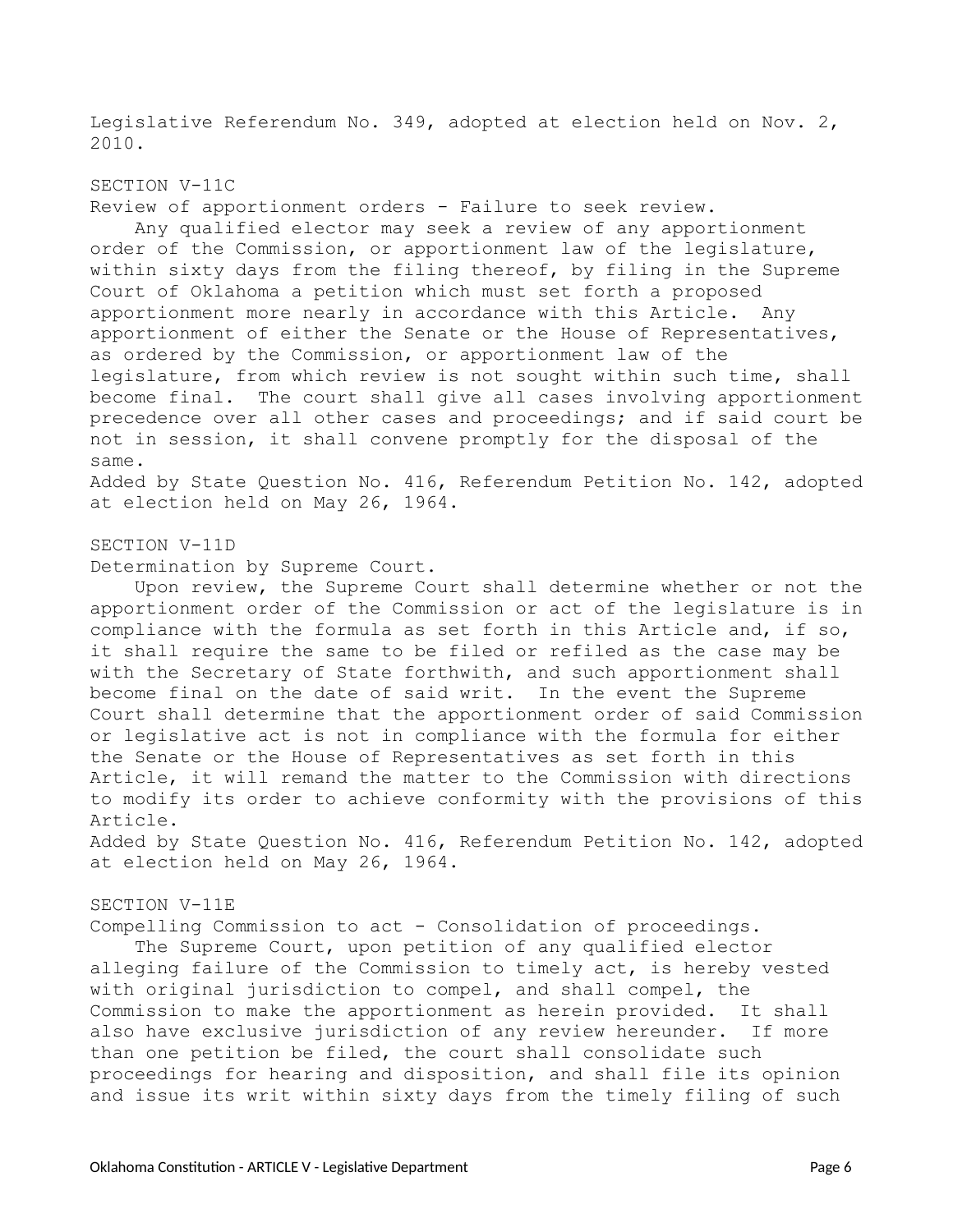Legislative Referendum No. 349, adopted at election held on Nov. 2, 2010.

## SECTION V-11C

Review of apportionment orders - Failure to seek review.

Any qualified elector may seek a review of any apportionment order of the Commission, or apportionment law of the legislature, within sixty days from the filing thereof, by filing in the Supreme Court of Oklahoma a petition which must set forth a proposed apportionment more nearly in accordance with this Article. Any apportionment of either the Senate or the House of Representatives, as ordered by the Commission, or apportionment law of the legislature, from which review is not sought within such time, shall become final. The court shall give all cases involving apportionment precedence over all other cases and proceedings; and if said court be not in session, it shall convene promptly for the disposal of the same.

Added by State Question No. 416, Referendum Petition No. 142, adopted at election held on May 26, 1964.

## SECTION V-11D

Determination by Supreme Court.

Upon review, the Supreme Court shall determine whether or not the apportionment order of the Commission or act of the legislature is in compliance with the formula as set forth in this Article and, if so, it shall require the same to be filed or refiled as the case may be with the Secretary of State forthwith, and such apportionment shall become final on the date of said writ. In the event the Supreme Court shall determine that the apportionment order of said Commission or legislative act is not in compliance with the formula for either the Senate or the House of Representatives as set forth in this Article, it will remand the matter to the Commission with directions to modify its order to achieve conformity with the provisions of this Article.

Added by State Question No. 416, Referendum Petition No. 142, adopted at election held on May 26, 1964.

## SECTION V-11E

Compelling Commission to act - Consolidation of proceedings.

The Supreme Court, upon petition of any qualified elector alleging failure of the Commission to timely act, is hereby vested with original jurisdiction to compel, and shall compel, the Commission to make the apportionment as herein provided. It shall also have exclusive jurisdiction of any review hereunder. If more than one petition be filed, the court shall consolidate such proceedings for hearing and disposition, and shall file its opinion and issue its writ within sixty days from the timely filing of such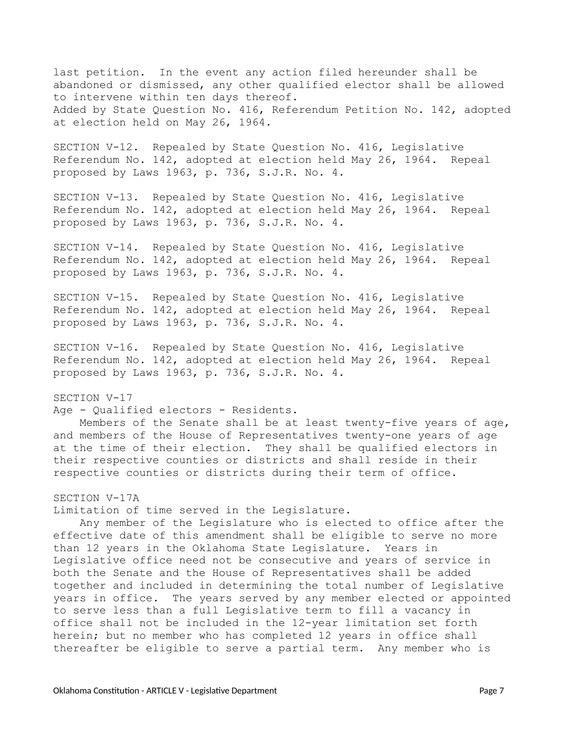last petition. In the event any action filed hereunder shall be abandoned or dismissed, any other qualified elector shall be allowed to intervene within ten days thereof.

Added by State Question No. 416, Referendum Petition No. 142, adopted at election held on May 26, 1964.

SECTION V-12. Repealed by State Question No. 416, Legislative Referendum No. 142, adopted at election held May 26, 1964. Repeal proposed by Laws 1963, p. 736, S.J.R. No. 4.

SECTION V-13. Repealed by State Question No. 416, Legislative Referendum No. 142, adopted at election held May 26, 1964. Repeal proposed by Laws 1963, p. 736, S.J.R. No. 4.

SECTION V-14. Repealed by State Question No. 416, Legislative Referendum No. 142, adopted at election held May 26, 1964. Repeal proposed by Laws 1963, p. 736, S.J.R. No. 4.

SECTION V-15. Repealed by State Question No. 416, Legislative Referendum No. 142, adopted at election held May 26, 1964. Repeal proposed by Laws 1963, p. 736, S.J.R. No. 4.

SECTION V-16. Repealed by State Question No. 416, Legislative Referendum No. 142, adopted at election held May 26, 1964. Repeal proposed by Laws 1963, p. 736, S.J.R. No. 4.

SECTION V-17

Age - Qualified electors - Residents.

Members of the Senate shall be at least twenty-five years of age, and members of the House of Representatives twenty-one years of age at the time of their election. They shall be qualified electors in their respective counties or districts and shall reside in their respective counties or districts during their term of office.

SECTION V-17A

Limitation of time served in the Legislature.

Any member of the Legislature who is elected to office after the effective date of this amendment shall be eligible to serve no more than 12 years in the Oklahoma State Legislature. Years in Legislative office need not be consecutive and years of service in both the Senate and the House of Representatives shall be added together and included in determining the total number of Legislative years in office. The years served by any member elected or appointed to serve less than a full Legislative term to fill a vacancy in office shall not be included in the 12-year limitation set forth herein; but no member who has completed 12 years in office shall thereafter be eligible to serve a partial term. Any member who is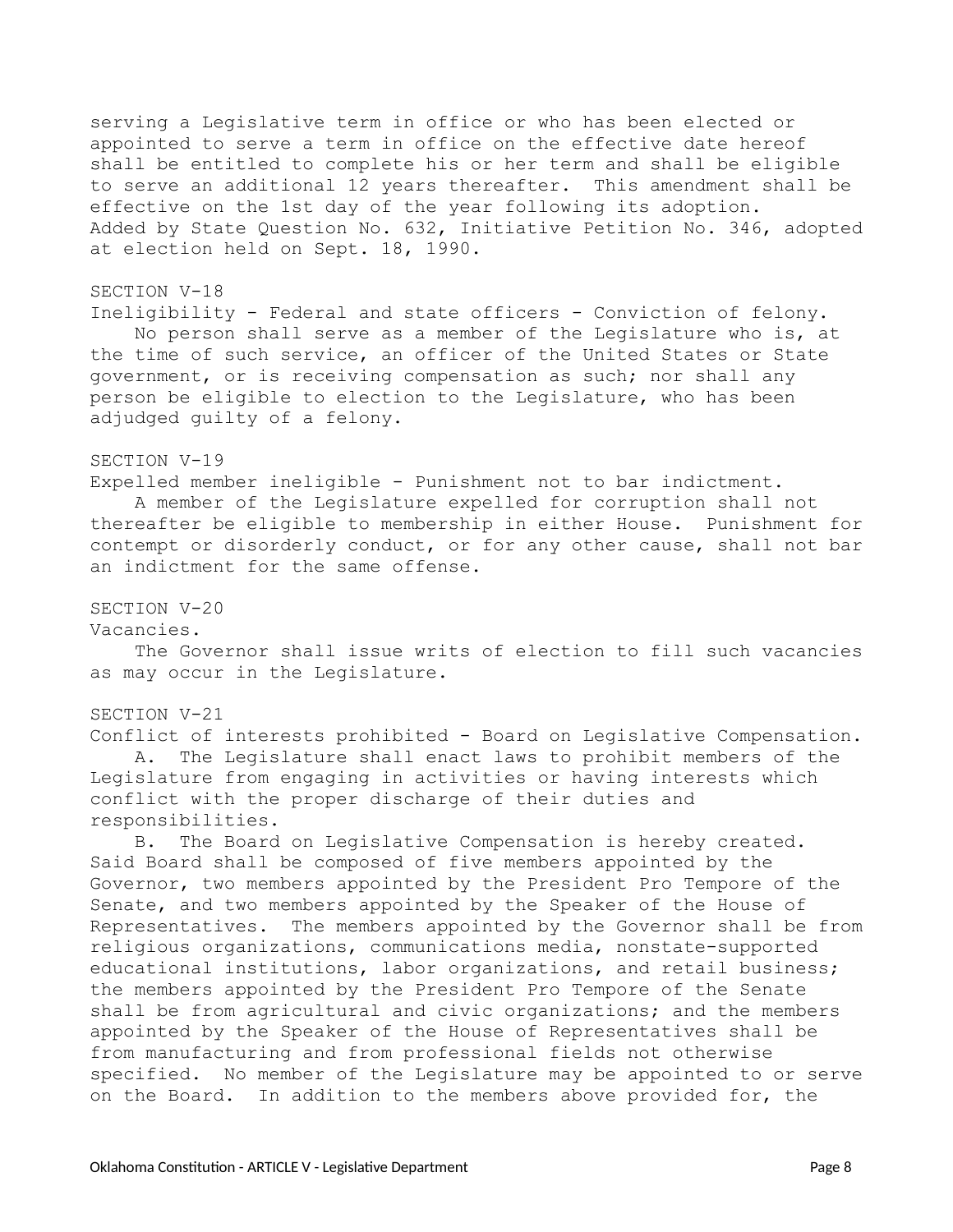serving a Legislative term in office or who has been elected or appointed to serve a term in office on the effective date hereof shall be entitled to complete his or her term and shall be eligible to serve an additional 12 years thereafter. This amendment shall be effective on the 1st day of the year following its adoption.
Added by State Question No. 632, Initiative Petition No. 346, adopted at election held on Sept. 18, 1990.

## SECTION V-18

Ineligibility - Federal and state officers - Conviction of felony.

No person shall serve as a member of the Legislature who is, at the time of such service, an officer of the United States or State government, or is receiving compensation as such; nor shall any person be eligible to election to the Legislature, who has been adjudged guilty of a felony.

## SECTION V-19

Expelled member ineligible - Punishment not to bar indictment.

A member of the Legislature expelled for corruption shall not thereafter be eligible to membership in either House. Punishment for contempt or disorderly conduct, or for any other cause, shall not bar an indictment for the same offense.

## SECTION V-20

Vacancies.

The Governor shall issue writs of election to fill such vacancies as may occur in the Legislature.

## SECTION V-21

Conflict of interests prohibited - Board on Legislative Compensation.

A. The Legislature shall enact laws to prohibit members of the Legislature from engaging in activities or having interests which conflict with the proper discharge of their duties and responsibilities.

B. The Board on Legislative Compensation is hereby created. Said Board shall be composed of five members appointed by the Governor, two members appointed by the President Pro Tempore of the Senate, and two members appointed by the Speaker of the House of Representatives. The members appointed by the Governor shall be from religious organizations, communications media, nonstate-supported educational institutions, labor organizations, and retail business; the members appointed by the President Pro Tempore of the Senate shall be from agricultural and civic organizations; and the members appointed by the Speaker of the House of Representatives shall be from manufacturing and from professional fields not otherwise specified. No member of the Legislature may be appointed to or serve on the Board. In addition to the members above provided for, the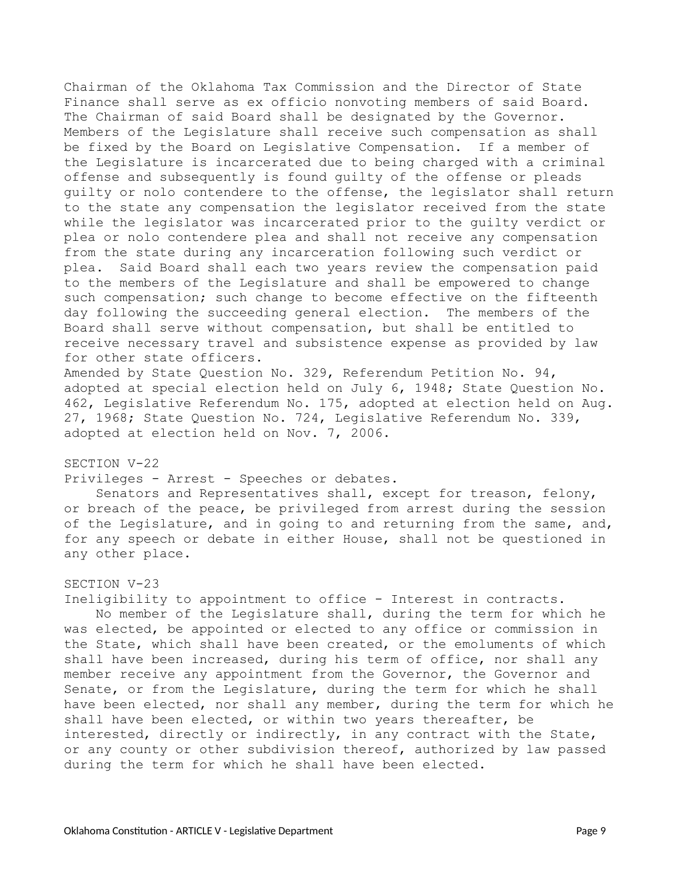Chairman of the Oklahoma Tax Commission and the Director of State Finance shall serve as ex officio nonvoting members of said Board. The Chairman of said Board shall be designated by the Governor. Members of the Legislature shall receive such compensation as shall be fixed by the Board on Legislative Compensation. If a member of the Legislature is incarcerated due to being charged with a criminal offense and subsequently is found guilty of the offense or pleads guilty or nolo contendere to the offense, the legislator shall return to the state any compensation the legislator received from the state while the legislator was incarcerated prior to the guilty verdict or plea or nolo contendere plea and shall not receive any compensation from the state during any incarceration following such verdict or plea. Said Board shall each two years review the compensation paid to the members of the Legislature and shall be empowered to change such compensation; such change to become effective on the fifteenth day following the succeeding general election. The members of the Board shall serve without compensation, but shall be entitled to receive necessary travel and subsistence expense as provided by law for other state officers.

Amended by State Question No. 329, Referendum Petition No. 94, adopted at special election held on July 6, 1948; State Question No. 462, Legislative Referendum No. 175, adopted at election held on Aug. 27, 1968; State Question No. 724, Legislative Referendum No. 339, adopted at election held on Nov. 7, 2006.

## SECTION V-22

Privileges - Arrest - Speeches or debates.

Senators and Representatives shall, except for treason, felony, or breach of the peace, be privileged from arrest during the session of the Legislature, and in going to and returning from the same, and, for any speech or debate in either House, shall not be questioned in any other place.

## SECTION V-23

Ineligibility to appointment to office - Interest in contracts.

No member of the Legislature shall, during the term for which he was elected, be appointed or elected to any office or commission in the State, which shall have been created, or the emoluments of which shall have been increased, during his term of office, nor shall any member receive any appointment from the Governor, the Governor and Senate, or from the Legislature, during the term for which he shall have been elected, nor shall any member, during the term for which he shall have been elected, or within two years thereafter, be interested, directly or indirectly, in any contract with the State, or any county or other subdivision thereof, authorized by law passed during the term for which he shall have been elected.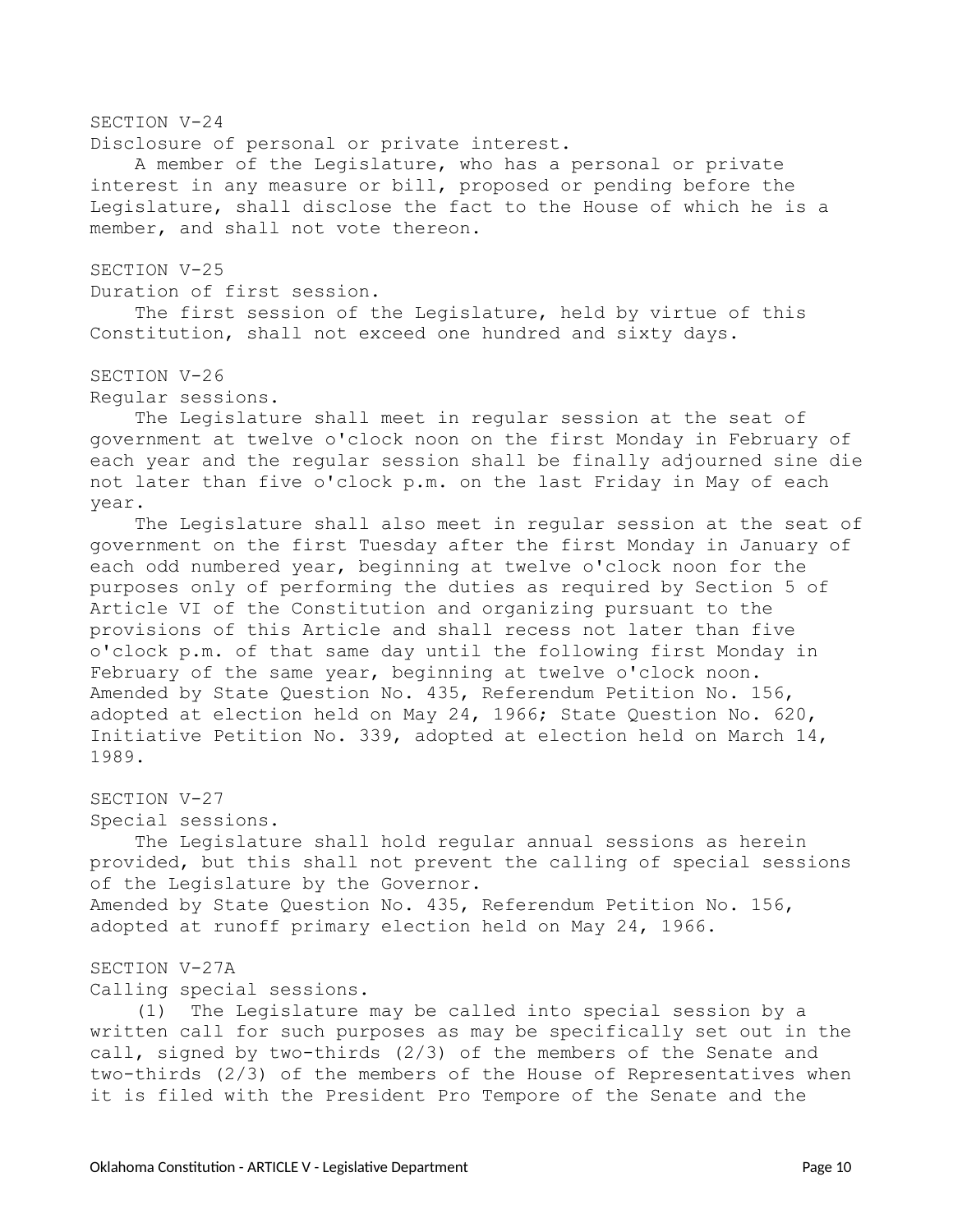SECTION V-24

Disclosure of personal or private interest.

A member of the Legislature, who has a personal or private interest in any measure or bill, proposed or pending before the Legislature, shall disclose the fact to the House of which he is a member, and shall not vote thereon.

SECTION V-25

Duration of first session.

The first session of the Legislature, held by virtue of this Constitution, shall not exceed one hundred and sixty days.

SECTION V-26

Regular sessions.

The Legislature shall meet in regular session at the seat of government at twelve o'clock noon on the first Monday in February of each year and the regular session shall be finally adjourned sine die not later than five o'clock p.m. on the last Friday in May of each year.

The Legislature shall also meet in regular session at the seat of government on the first Tuesday after the first Monday in January of each odd numbered year, beginning at twelve o'clock noon for the purposes only of performing the duties as required by Section 5 of Article VI of the Constitution and organizing pursuant to the provisions of this Article and shall recess not later than five o'clock p.m. of that same day until the following first Monday in February of the same year, beginning at twelve o'clock noon.

Amended by State Question No. 435, Referendum Petition No. 156, adopted at election held on May 24, 1966; State Question No. 620, Initiative Petition No. 339, adopted at election held on March 14, 1989.

SECTION V-27

Special sessions.

The Legislature shall hold regular annual sessions as herein provided, but this shall not prevent the calling of special sessions of the Legislature by the Governor.

Amended by State Question No. 435, Referendum Petition No. 156, adopted at runoff primary election held on May 24, 1966.

SECTION V-27A

Calling special sessions.

(1) The Legislature may be called into special session by a written call for such purposes as may be specifically set out in the call, signed by two-thirds (2/3) of the members of the Senate and two-thirds (2/3) of the members of the House of Representatives when it is filed with the President Pro Tempore of the Senate and the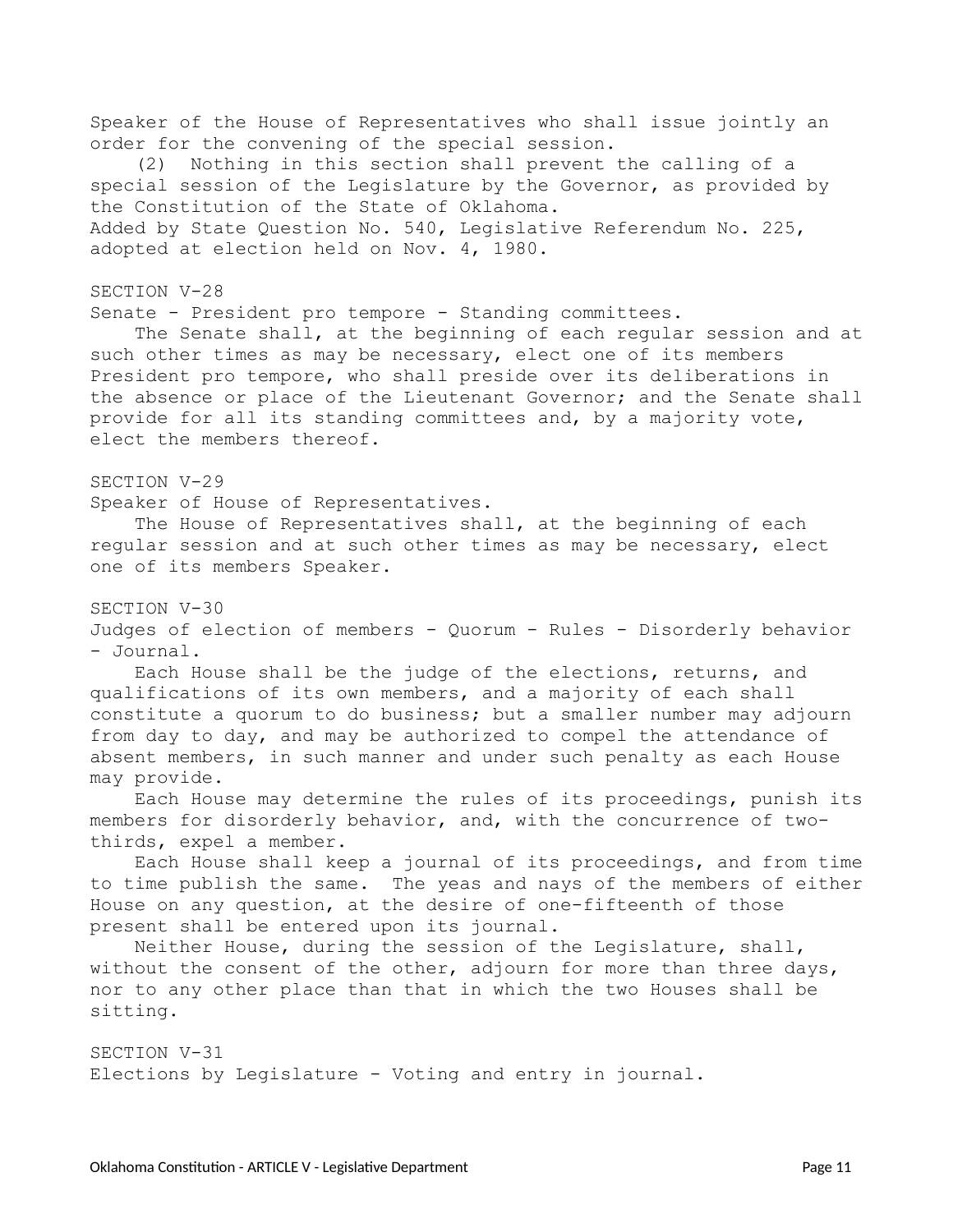Speaker of the House of Representatives who shall issue jointly an order for the convening of the special session.

(2) Nothing in this section shall prevent the calling of a special session of the Legislature by the Governor, as provided by the Constitution of the State of Oklahoma.

Added by State Question No. 540, Legislative Referendum No. 225, adopted at election held on Nov. 4, 1980.

## SECTION V-28

Senate - President pro tempore - Standing committees.

The Senate shall, at the beginning of each regular session and at such other times as may be necessary, elect one of its members President pro tempore, who shall preside over its deliberations in the absence or place of the Lieutenant Governor; and the Senate shall provide for all its standing committees and, by a majority vote, elect the members thereof.

## SECTION V-29

Speaker of House of Representatives.

The House of Representatives shall, at the beginning of each regular session and at such other times as may be necessary, elect one of its members Speaker.

## SECTION V-30

Judges of election of members - Quorum - Rules - Disorderly behavior - Journal.

Each House shall be the judge of the elections, returns, and qualifications of its own members, and a majority of each shall constitute a quorum to do business; but a smaller number may adjourn from day to day, and may be authorized to compel the attendance of absent members, in such manner and under such penalty as each House may provide.

Each House may determine the rules of its proceedings, punish its members for disorderly behavior, and, with the concurrence of two-thirds, expel a member.

Each House shall keep a journal of its proceedings, and from time to time publish the same. The yeas and nays of the members of either House on any question, at the desire of one-fifteenth of those present shall be entered upon its journal.

Neither House, during the session of the Legislature, shall, without the consent of the other, adjourn for more than three days, nor to any other place than that in which the two Houses shall be sitting.

## SECTION V-31

Elections by Legislature - Voting and entry in journal.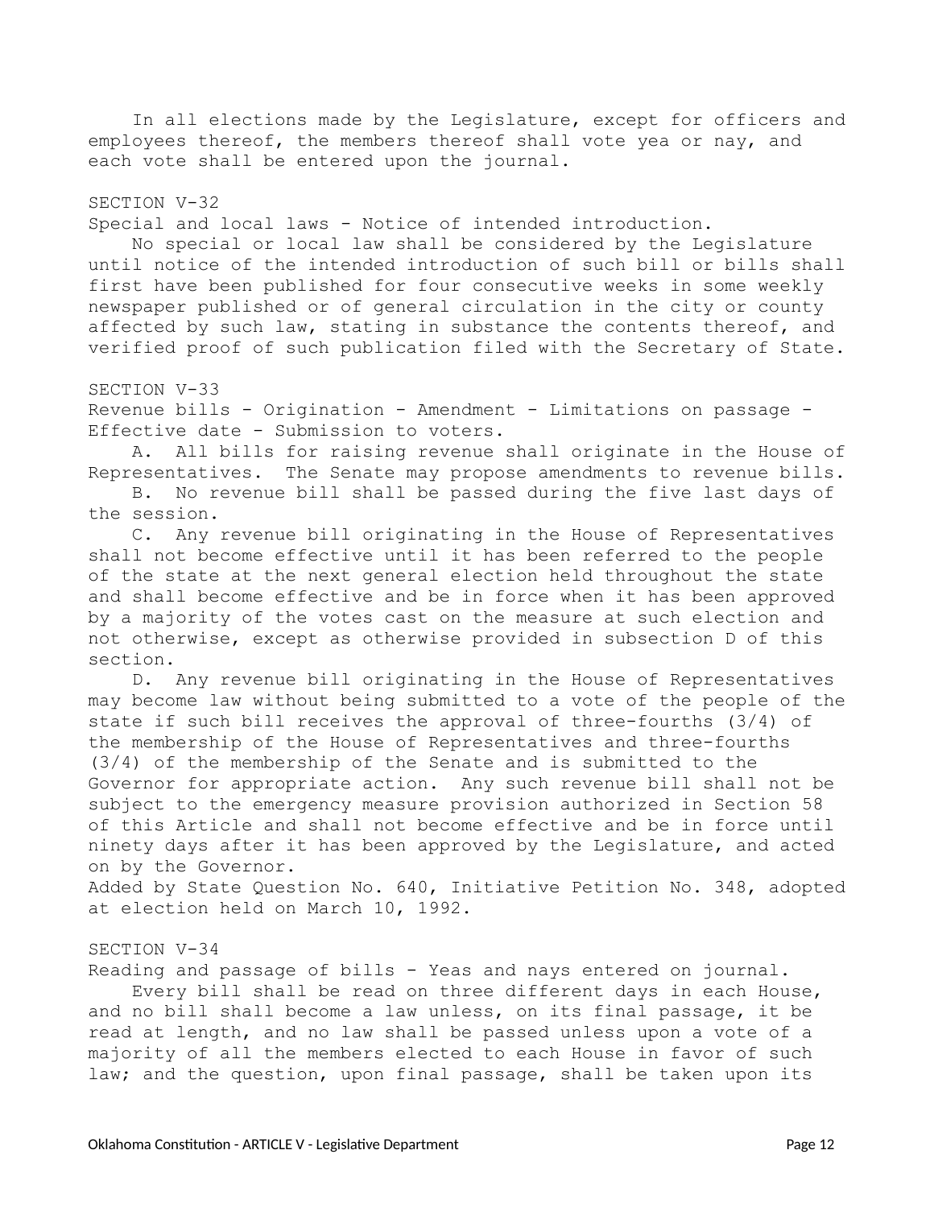In all elections made by the Legislature, except for officers and employees thereof, the members thereof shall vote yea or nay, and each vote shall be entered upon the journal.

## SECTION V-32

Special and local laws - Notice of intended introduction.

No special or local law shall be considered by the Legislature until notice of the intended introduction of such bill or bills shall first have been published for four consecutive weeks in some weekly newspaper published or of general circulation in the city or county affected by such law, stating in substance the contents thereof, and verified proof of such publication filed with the Secretary of State.

## SECTION V-33

Revenue bills - Origination - Amendment - Limitations on passage - Effective date - Submission to voters.

A. All bills for raising revenue shall originate in the House of Representatives. The Senate may propose amendments to revenue bills.

B. No revenue bill shall be passed during the five last days of the session.

C. Any revenue bill originating in the House of Representatives shall not become effective until it has been referred to the people of the state at the next general election held throughout the state and shall become effective and be in force when it has been approved by a majority of the votes cast on the measure at such election and not otherwise, except as otherwise provided in subsection D of this section.

D. Any revenue bill originating in the House of Representatives may become law without being submitted to a vote of the people of the state if such bill receives the approval of three-fourths (3/4) of the membership of the House of Representatives and three-fourths (3/4) of the membership of the Senate and is submitted to the Governor for appropriate action. Any such revenue bill shall not be subject to the emergency measure provision authorized in Section 58 of this Article and shall not become effective and be in force until ninety days after it has been approved by the Legislature, and acted on by the Governor.

Added by State Question No. 640, Initiative Petition No. 348, adopted at election held on March 10, 1992.

## SECTION V-34

Reading and passage of bills - Yeas and nays entered on journal.

Every bill shall be read on three different days in each House, and no bill shall become a law unless, on its final passage, it be read at length, and no law shall be passed unless upon a vote of a majority of all the members elected to each House in favor of such law; and the question, upon final passage, shall be taken upon its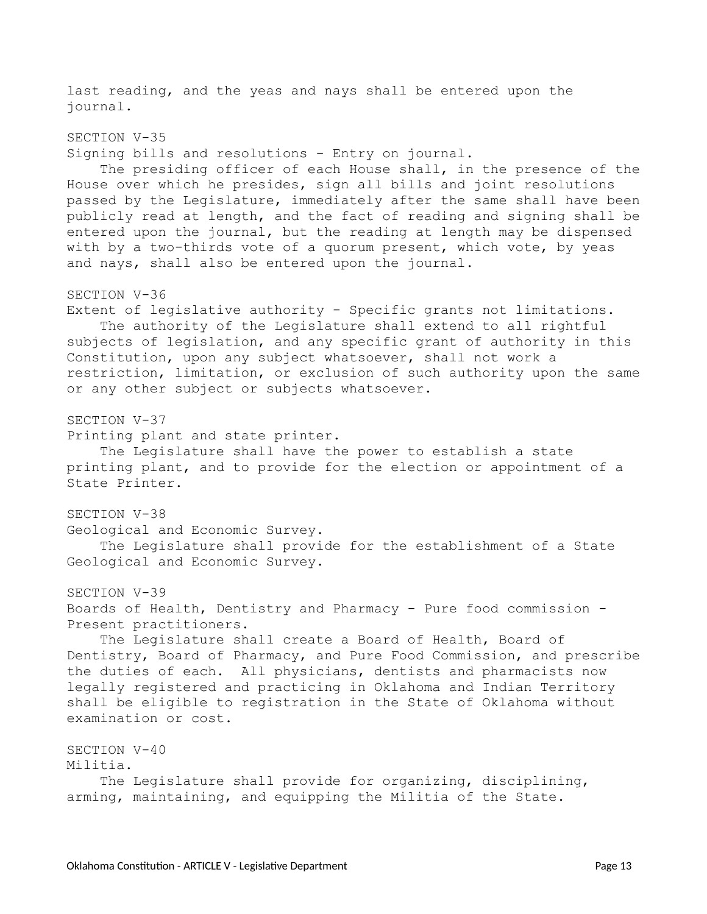last reading, and the yeas and nays shall be entered upon the journal.

SECTION V-35

Signing bills and resolutions - Entry on journal.

The presiding officer of each House shall, in the presence of the House over which he presides, sign all bills and joint resolutions passed by the Legislature, immediately after the same shall have been publicly read at length, and the fact of reading and signing shall be entered upon the journal, but the reading at length may be dispensed with by a two-thirds vote of a quorum present, which vote, by yeas and nays, shall also be entered upon the journal.

SECTION V-36

Extent of legislative authority - Specific grants not limitations.

The authority of the Legislature shall extend to all rightful subjects of legislation, and any specific grant of authority in this Constitution, upon any subject whatsoever, shall not work a restriction, limitation, or exclusion of such authority upon the same or any other subject or subjects whatsoever.

SECTION V-37

Printing plant and state printer.

The Legislature shall have the power to establish a state printing plant, and to provide for the election or appointment of a State Printer.

SECTION V-38

Geological and Economic Survey.

The Legislature shall provide for the establishment of a State Geological and Economic Survey.

SECTION V-39

Boards of Health, Dentistry and Pharmacy - Pure food commission - Present practitioners.

The Legislature shall create a Board of Health, Board of Dentistry, Board of Pharmacy, and Pure Food Commission, and prescribe the duties of each. All physicians, dentists and pharmacists now legally registered and practicing in Oklahoma and Indian Territory shall be eligible to registration in the State of Oklahoma without examination or cost.

SECTION V-40

Militia.

The Legislature shall provide for organizing, disciplining, arming, maintaining, and equipping the Militia of the State.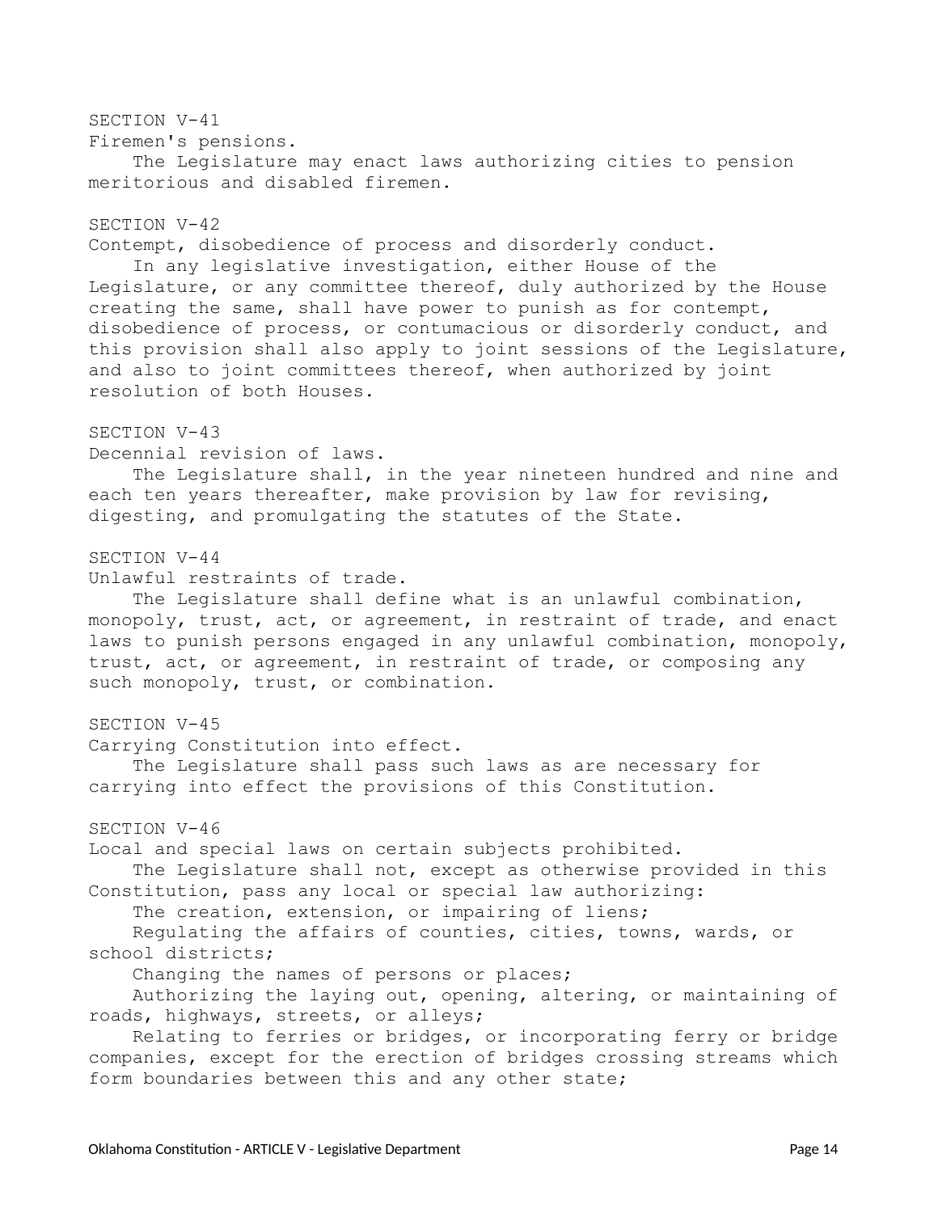SECTION V-41

Firemen's pensions.

The Legislature may enact laws authorizing cities to pension meritorious and disabled firemen.

SECTION V-42

Contempt, disobedience of process and disorderly conduct.

In any legislative investigation, either House of the Legislature, or any committee thereof, duly authorized by the House creating the same, shall have power to punish as for contempt, disobedience of process, or contumacious or disorderly conduct, and this provision shall also apply to joint sessions of the Legislature, and also to joint committees thereof, when authorized by joint resolution of both Houses.

SECTION V-43

Decennial revision of laws.

The Legislature shall, in the year nineteen hundred and nine and each ten years thereafter, make provision by law for revising, digesting, and promulgating the statutes of the State.

SECTION V-44

Unlawful restraints of trade.

The Legislature shall define what is an unlawful combination, monopoly, trust, act, or agreement, in restraint of trade, and enact laws to punish persons engaged in any unlawful combination, monopoly, trust, act, or agreement, in restraint of trade, or composing any such monopoly, trust, or combination.

SECTION V-45

Carrying Constitution into effect.

The Legislature shall pass such laws as are necessary for carrying into effect the provisions of this Constitution.

SECTION V-46

Local and special laws on certain subjects prohibited.

The Legislature shall not, except as otherwise provided in this Constitution, pass any local or special law authorizing:

The creation, extension, or impairing of liens;

Regulating the affairs of counties, cities, towns, wards, or school districts;

Changing the names of persons or places;

Authorizing the laying out, opening, altering, or maintaining of roads, highways, streets, or alleys;

Relating to ferries or bridges, or incorporating ferry or bridge companies, except for the erection of bridges crossing streams which form boundaries between this and any other state;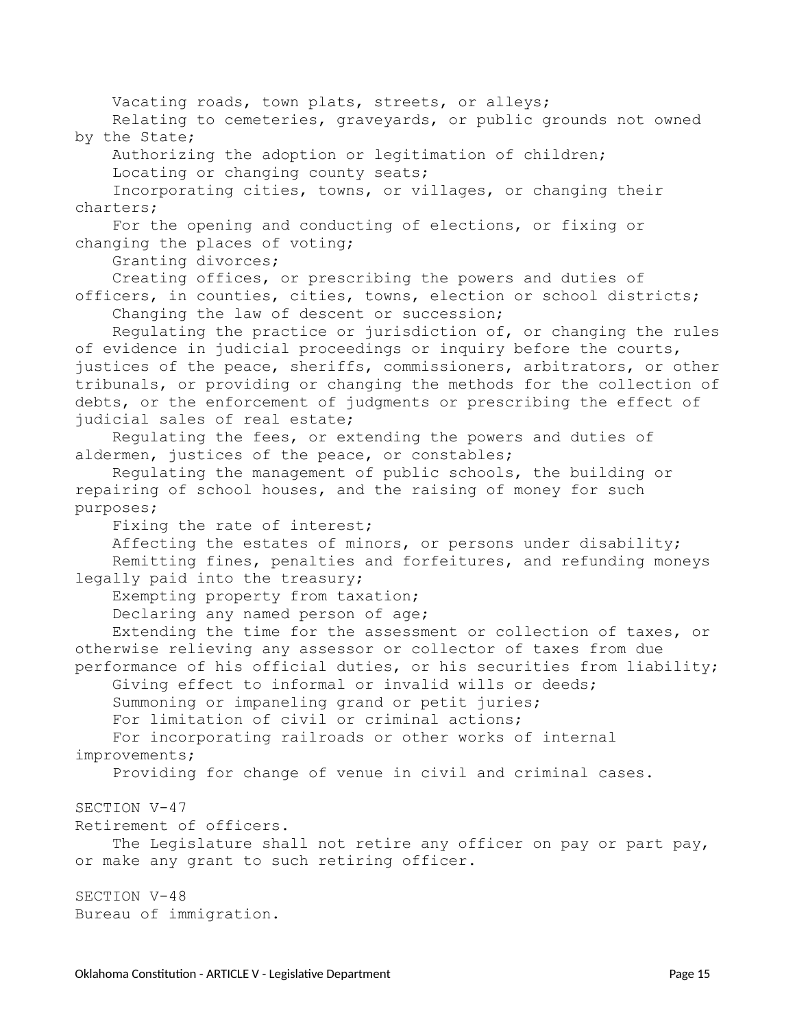Vacating roads, town plats, streets, or alleys;

Relating to cemeteries, graveyards, or public grounds not owned by the State;

Authorizing the adoption or legitimation of children;

Locating or changing county seats;

Incorporating cities, towns, or villages, or changing their charters;

For the opening and conducting of elections, or fixing or changing the places of voting;

Granting divorces;

Creating offices, or prescribing the powers and duties of officers, in counties, cities, towns, election or school districts;

Changing the law of descent or succession;

Regulating the practice or jurisdiction of, or changing the rules of evidence in judicial proceedings or inquiry before the courts, justices of the peace, sheriffs, commissioners, arbitrators, or other tribunals, or providing or changing the methods for the collection of debts, or the enforcement of judgments or prescribing the effect of judicial sales of real estate;

Regulating the fees, or extending the powers and duties of aldermen, justices of the peace, or constables;

Regulating the management of public schools, the building or repairing of school houses, and the raising of money for such purposes;

Fixing the rate of interest;

Affecting the estates of minors, or persons under disability;

Remitting fines, penalties and forfeitures, and refunding moneys legally paid into the treasury;

Exempting property from taxation;

Declaring any named person of age;

Extending the time for the assessment or collection of taxes, or otherwise relieving any assessor or collector of taxes from due performance of his official duties, or his securities from liability;

Giving effect to informal or invalid wills or deeds;

Summoning or impaneling grand or petit juries;

For limitation of civil or criminal actions;

For incorporating railroads or other works of internal improvements;

Providing for change of venue in civil and criminal cases.

SECTION V-47

Retirement of officers.

The Legislature shall not retire any officer on pay or part pay, or make any grant to such retiring officer.

SECTION V-48

Bureau of immigration.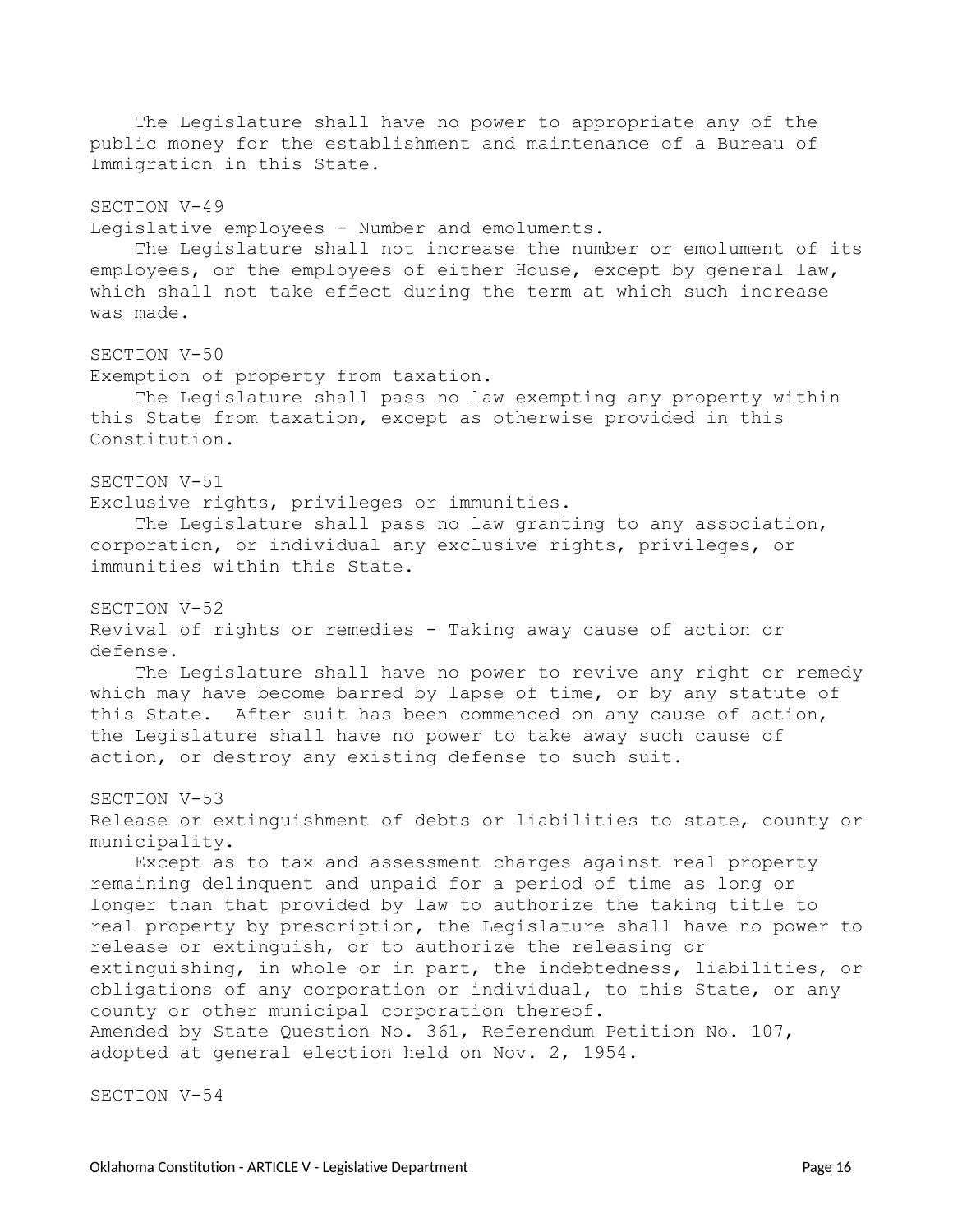The Legislature shall have no power to appropriate any of the public money for the establishment and maintenance of a Bureau of Immigration in this State.

## SECTION V-49

Legislative employees - Number and emoluments.

The Legislature shall not increase the number or emolument of its employees, or the employees of either House, except by general law, which shall not take effect during the term at which such increase was made.

## SECTION V-50

Exemption of property from taxation.

The Legislature shall pass no law exempting any property within this State from taxation, except as otherwise provided in this Constitution.

## SECTION V-51

Exclusive rights, privileges or immunities.

The Legislature shall pass no law granting to any association, corporation, or individual any exclusive rights, privileges, or immunities within this State.

## SECTION V-52

Revival of rights or remedies - Taking away cause of action or defense.

The Legislature shall have no power to revive any right or remedy which may have become barred by lapse of time, or by any statute of this State. After suit has been commenced on any cause of action, the Legislature shall have no power to take away such cause of action, or destroy any existing defense to such suit.

## SECTION V-53

Release or extinguishment of debts or liabilities to state, county or municipality.

Except as to tax and assessment charges against real property remaining delinquent and unpaid for a period of time as long or longer than that provided by law to authorize the taking title to real property by prescription, the Legislature shall have no power to release or extinguish, or to authorize the releasing or extinguishing, in whole or in part, the indebtedness, liabilities, or obligations of any corporation or individual, to this State, or any county or other municipal corporation thereof.

Amended by State Question No. 361, Referendum Petition No. 107, adopted at general election held on Nov. 2, 1954.

## SECTION V-54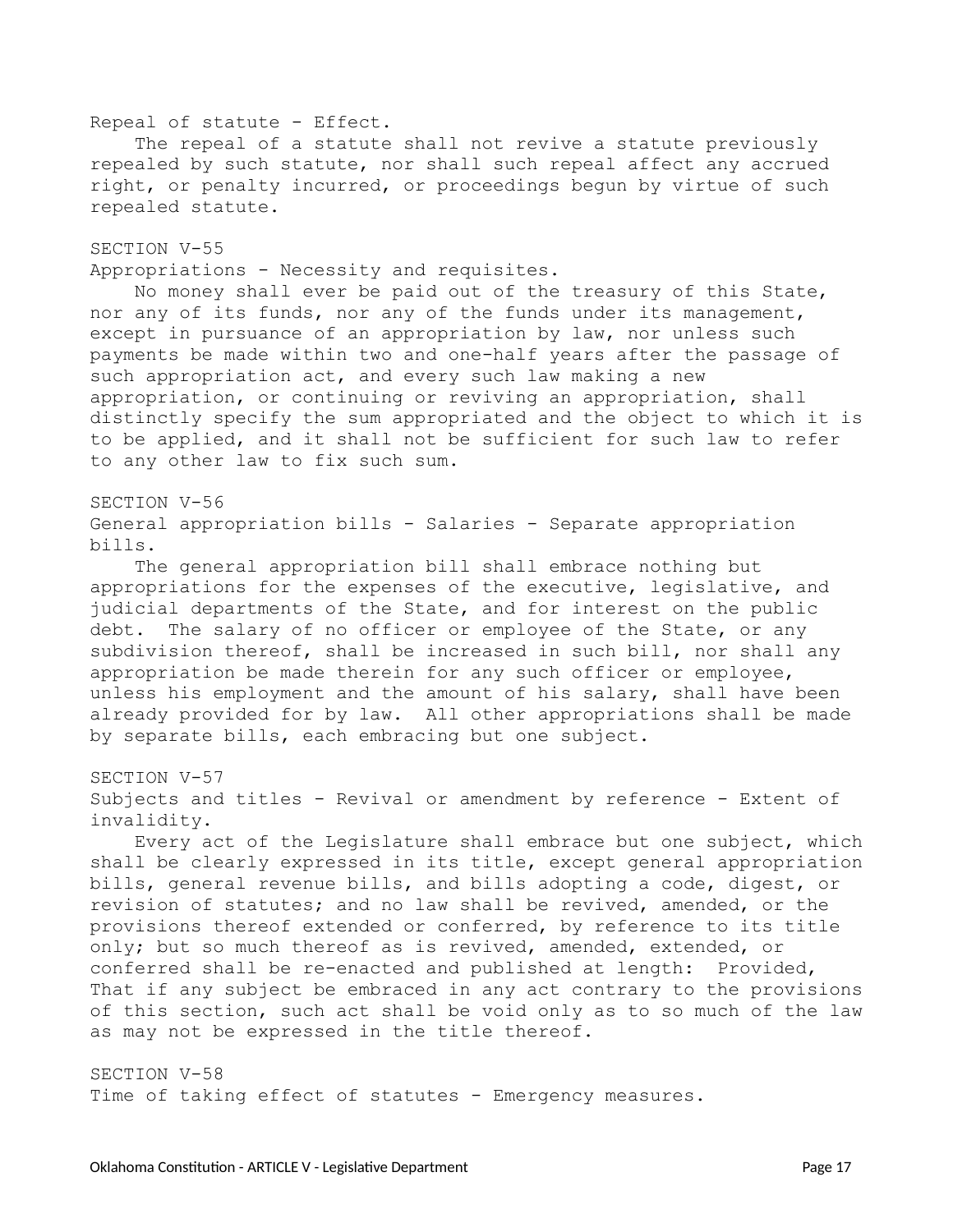Repeal of statute - Effect.

The repeal of a statute shall not revive a statute previously repealed by such statute, nor shall such repeal affect any accrued right, or penalty incurred, or proceedings begun by virtue of such repealed statute.

## SECTION V-55

Appropriations - Necessity and requisites.

No money shall ever be paid out of the treasury of this State, nor any of its funds, nor any of the funds under its management, except in pursuance of an appropriation by law, nor unless such payments be made within two and one-half years after the passage of such appropriation act, and every such law making a new appropriation, or continuing or reviving an appropriation, shall distinctly specify the sum appropriated and the object to which it is to be applied, and it shall not be sufficient for such law to refer to any other law to fix such sum.

## SECTION V-56

General appropriation bills - Salaries - Separate appropriation bills.

The general appropriation bill shall embrace nothing but appropriations for the expenses of the executive, legislative, and judicial departments of the State, and for interest on the public debt. The salary of no officer or employee of the State, or any subdivision thereof, shall be increased in such bill, nor shall any appropriation be made therein for any such officer or employee, unless his employment and the amount of his salary, shall have been already provided for by law. All other appropriations shall be made by separate bills, each embracing but one subject.

## SECTION V-57

Subjects and titles - Revival or amendment by reference - Extent of invalidity.

Every act of the Legislature shall embrace but one subject, which shall be clearly expressed in its title, except general appropriation bills, general revenue bills, and bills adopting a code, digest, or revision of statutes; and no law shall be revived, amended, or the provisions thereof extended or conferred, by reference to its title only; but so much thereof as is revived, amended, extended, or conferred shall be re-enacted and published at length: Provided, That if any subject be embraced in any act contrary to the provisions of this section, such act shall be void only as to so much of the law as may not be expressed in the title thereof.

## SECTION V-58

Time of taking effect of statutes - Emergency measures.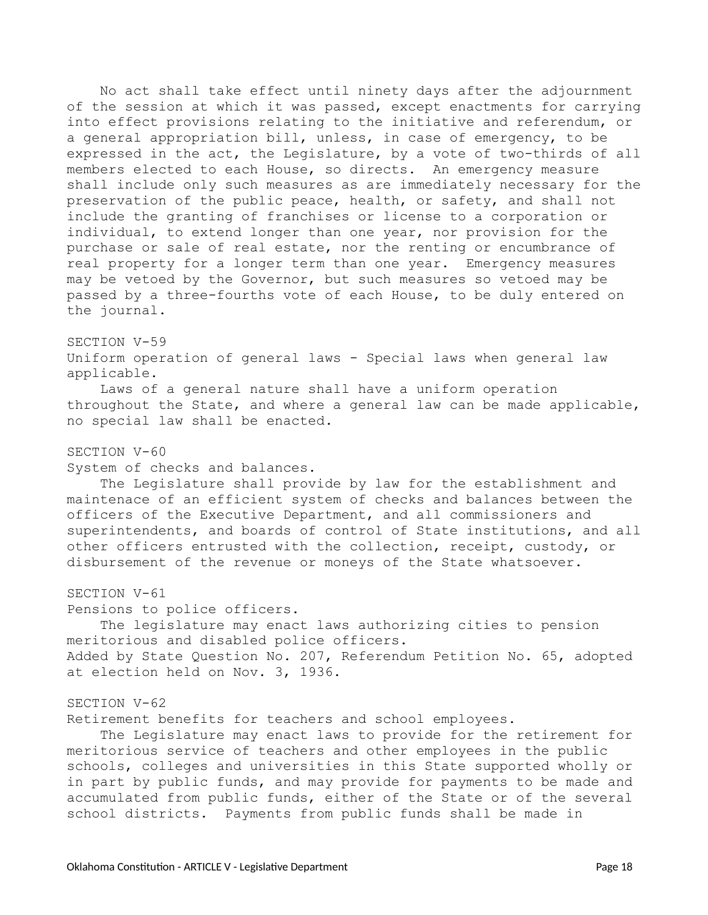No act shall take effect until ninety days after the adjournment of the session at which it was passed, except enactments for carrying into effect provisions relating to the initiative and referendum, or a general appropriation bill, unless, in case of emergency, to be expressed in the act, the Legislature, by a vote of two-thirds of all members elected to each House, so directs. An emergency measure shall include only such measures as are immediately necessary for the preservation of the public peace, health, or safety, and shall not include the granting of franchises or license to a corporation or individual, to extend longer than one year, nor provision for the purchase or sale of real estate, nor the renting or encumbrance of real property for a longer term than one year. Emergency measures may be vetoed by the Governor, but such measures so vetoed may be passed by a three-fourths vote of each House, to be duly entered on the journal.

SECTION V-59

Uniform operation of general laws - Special laws when general law applicable.

Laws of a general nature shall have a uniform operation throughout the State, and where a general law can be made applicable, no special law shall be enacted.

SECTION V-60

System of checks and balances.

The Legislature shall provide by law for the establishment and maintenace of an efficient system of checks and balances between the officers of the Executive Department, and all commissioners and superintendents, and boards of control of State institutions, and all other officers entrusted with the collection, receipt, custody, or disbursement of the revenue or moneys of the State whatsoever.

SECTION V-61

Pensions to police officers.

The legislature may enact laws authorizing cities to pension meritorious and disabled police officers.

Added by State Question No. 207, Referendum Petition No. 65, adopted at election held on Nov. 3, 1936.

SECTION V-62

Retirement benefits for teachers and school employees.

The Legislature may enact laws to provide for the retirement for meritorious service of teachers and other employees in the public schools, colleges and universities in this State supported wholly or in part by public funds, and may provide for payments to be made and accumulated from public funds, either of the State or of the several school districts. Payments from public funds shall be made in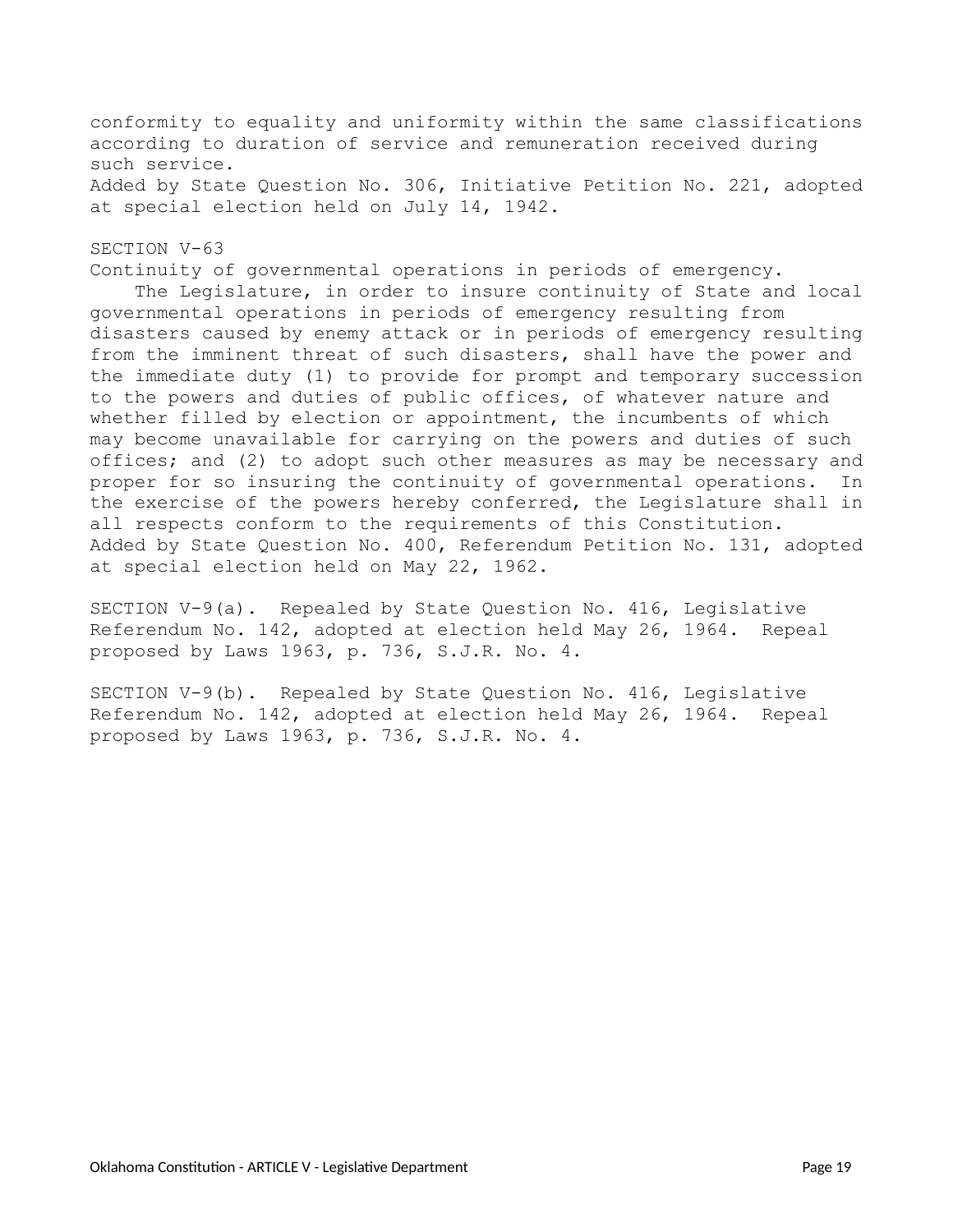conformity to equality and uniformity within the same classifications according to duration of service and remuneration received during such service.
Added by State Question No. 306, Initiative Petition No. 221, adopted at special election held on July 14, 1942.

SECTION V-63
Continuity of governmental operations in periods of emergency.

The Legislature, in order to insure continuity of State and local governmental operations in periods of emergency resulting from disasters caused by enemy attack or in periods of emergency resulting from the imminent threat of such disasters, shall have the power and the immediate duty (1) to provide for prompt and temporary succession to the powers and duties of public offices, of whatever nature and whether filled by election or appointment, the incumbents of which may become unavailable for carrying on the powers and duties of such offices; and (2) to adopt such other measures as may be necessary and proper for so insuring the continuity of governmental operations. In the exercise of the powers hereby conferred, the Legislature shall in all respects conform to the requirements of this Constitution.
Added by State Question No. 400, Referendum Petition No. 131, adopted at special election held on May 22, 1962.

SECTION V-9(a). Repealed by State Question No. 416, Legislative Referendum No. 142, adopted at election held May 26, 1964. Repeal proposed by Laws 1963, p. 736, S.J.R. No. 4.

SECTION V-9(b). Repealed by State Question No. 416, Legislative Referendum No. 142, adopted at election held May 26, 1964. Repeal proposed by Laws 1963, p. 736, S.J.R. No. 4.